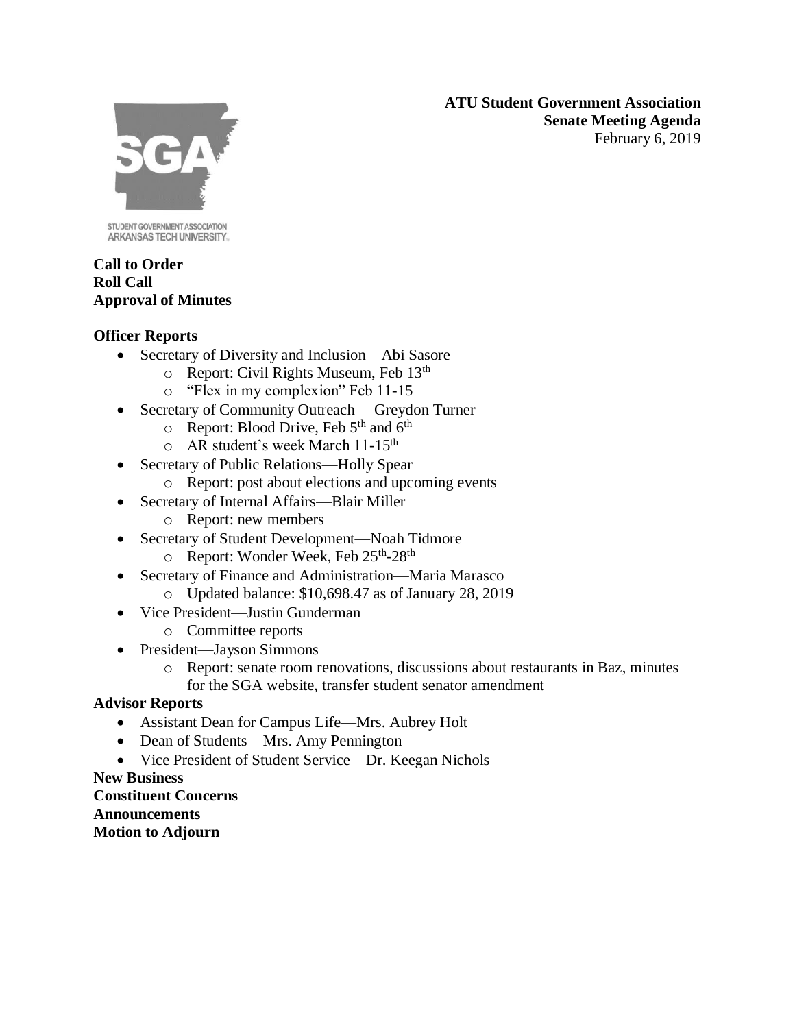**ATU Student Government Association**
**Senate Meeting Agenda**
February 6, 2019

STUDENT GOVERNMENT ASSOCIATION
ARKANSAS TECH UNIVERSITY

**Call to Order**
**Roll Call**
**Approval of Minutes**

**Officer Reports**

- Secretary of Diversity and Inclusion—Abi Sasore
  - Report: Civil Rights Museum, Feb 13th
  - "Flex in my complexion" Feb 11-15
- Secretary of Community Outreach— Greydon Turner
  - Report: Blood Drive, Feb 5th and 6th
  - AR student's week March 11-15th
- Secretary of Public Relations—Holly Spear
  - Report: post about elections and upcoming events
- Secretary of Internal Affairs—Blair Miller
  - Report: new members
- Secretary of Student Development—Noah Tidmore
  - Report: Wonder Week, Feb 25th-28th
- Secretary of Finance and Administration—Maria Marasco
  - Updated balance: $10,698.47 as of January 28, 2019
- Vice President—Justin Gunderman
  - Committee reports
- President—Jayson Simmons
  - Report: senate room renovations, discussions about restaurants in Baz, minutes for the SGA website, transfer student senator amendment

**Advisor Reports**

- Assistant Dean for Campus Life—Mrs. Aubrey Holt
- Dean of Students—Mrs. Amy Pennington
- Vice President of Student Service—Dr. Keegan Nichols

**New Business**
**Constituent Concerns**
**Announcements**
**Motion to Adjourn**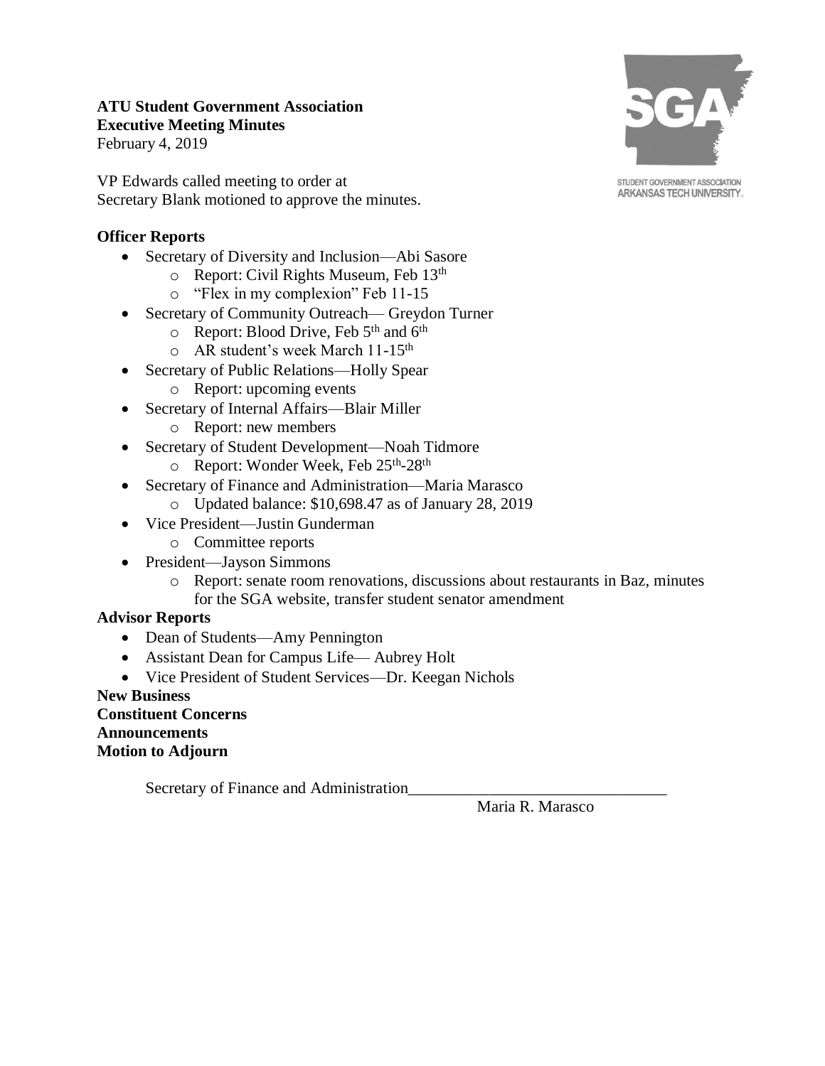**ATU Student Government Association**
**Executive Meeting Minutes**
February 4, 2019

VP Edwards called meeting to order at
Secretary Blank motioned to approve the minutes.

**Officer Reports**

- Secretary of Diversity and Inclusion—Abi Sasore
  - Report: Civil Rights Museum, Feb 13th
  - "Flex in my complexion" Feb 11-15
- Secretary of Community Outreach— Greydon Turner
  - Report: Blood Drive, Feb 5th and 6th
  - AR student's week March 11-15th
- Secretary of Public Relations—Holly Spear
  - Report: upcoming events
- Secretary of Internal Affairs—Blair Miller
  - Report: new members
- Secretary of Student Development—Noah Tidmore
  - Report: Wonder Week, Feb 25th-28th
- Secretary of Finance and Administration—Maria Marasco
  - Updated balance: $10,698.47 as of January 28, 2019
- Vice President—Justin Gunderman
  - Committee reports
- President—Jayson Simmons
  - Report: senate room renovations, discussions about restaurants in Baz, minutes for the SGA website, transfer student senator amendment

**Advisor Reports**

- Dean of Students—Amy Pennington
- Assistant Dean for Campus Life— Aubrey Holt
- Vice President of Student Services—Dr. Keegan Nichols

**New Business**
**Constituent Concerns**
**Announcements**
**Motion to Adjourn**

Secretary of Finance and Administration________________________________
Maria R. Marasco